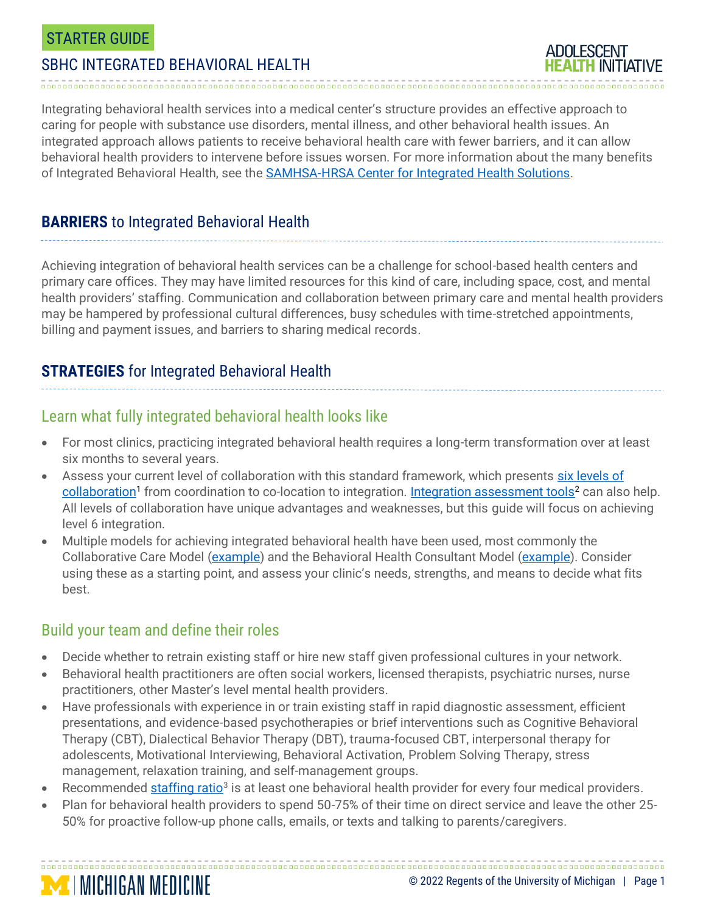STARTER GUIDE

# SBHC INTEGRATED BEHAVIORAL HEALTH

Integrating behavioral health services into a medical center's structure provides an effective approach to caring for people with substance use disorders, mental illness, and other behavioral health issues. An integrated approach allows patients to receive behavioral health care with fewer barriers, and it can allow behavioral health providers to intervene before issues worsen. For more information about the many benefits of Integrated Behavioral Health, see the SAMHSA-HRSA Center for Integrated Health Solutions.

## **BARRIERS** to Integrated Behavioral Health

Achieving integration of behavioral health services can be a challenge for school-based health centers and primary care offices. They may have limited resources for this kind of care, including space, cost, and mental health providers' staffing. Communication and collaboration between primary care and mental health providers may be hampered by professional cultural differences, busy schedules with time-stretched appointments, billing and payment issues, and barriers to sharing medical records.

## **STRATEGIES** for Integrated Behavioral Health

### Learn what fully integrated behavioral health looks like

- For most clinics, practicing integrated behavioral health requires a long-term transformation over at least six months to several years.
- Assess your current level of collaboration with this standard framework, which presents six levels of collaboration[1] from coordination to co-location to integration. Integration assessment tools[2] can also help. All levels of collaboration have unique advantages and weaknesses, but this guide will focus on achieving level 6 integration.
- Multiple models for achieving integrated behavioral health have been used, most commonly the Collaborative Care Model (example) and the Behavioral Health Consultant Model (example). Consider using these as a starting point, and assess your clinic's needs, strengths, and means to decide what fits best.

### Build your team and define their roles

- Decide whether to retrain existing staff or hire new staff given professional cultures in your network.
- Behavioral health practitioners are often social workers, licensed therapists, psychiatric nurses, nurse practitioners, other Master's level mental health providers.
- Have professionals with experience in or train existing staff in rapid diagnostic assessment, efficient presentations, and evidence-based psychotherapies or brief interventions such as Cognitive Behavioral Therapy (CBT), Dialectical Behavior Therapy (DBT), trauma-focused CBT, interpersonal therapy for adolescents, Motivational Interviewing, Behavioral Activation, Problem Solving Therapy, stress management, relaxation training, and self-management groups.
- Recommended staffing ratio[3] is at least one behavioral health provider for every four medical providers.
- Plan for behavioral health providers to spend 50-75% of their time on direct service and leave the other 25-50% for proactive follow-up phone calls, emails, or texts and talking to parents/caregivers.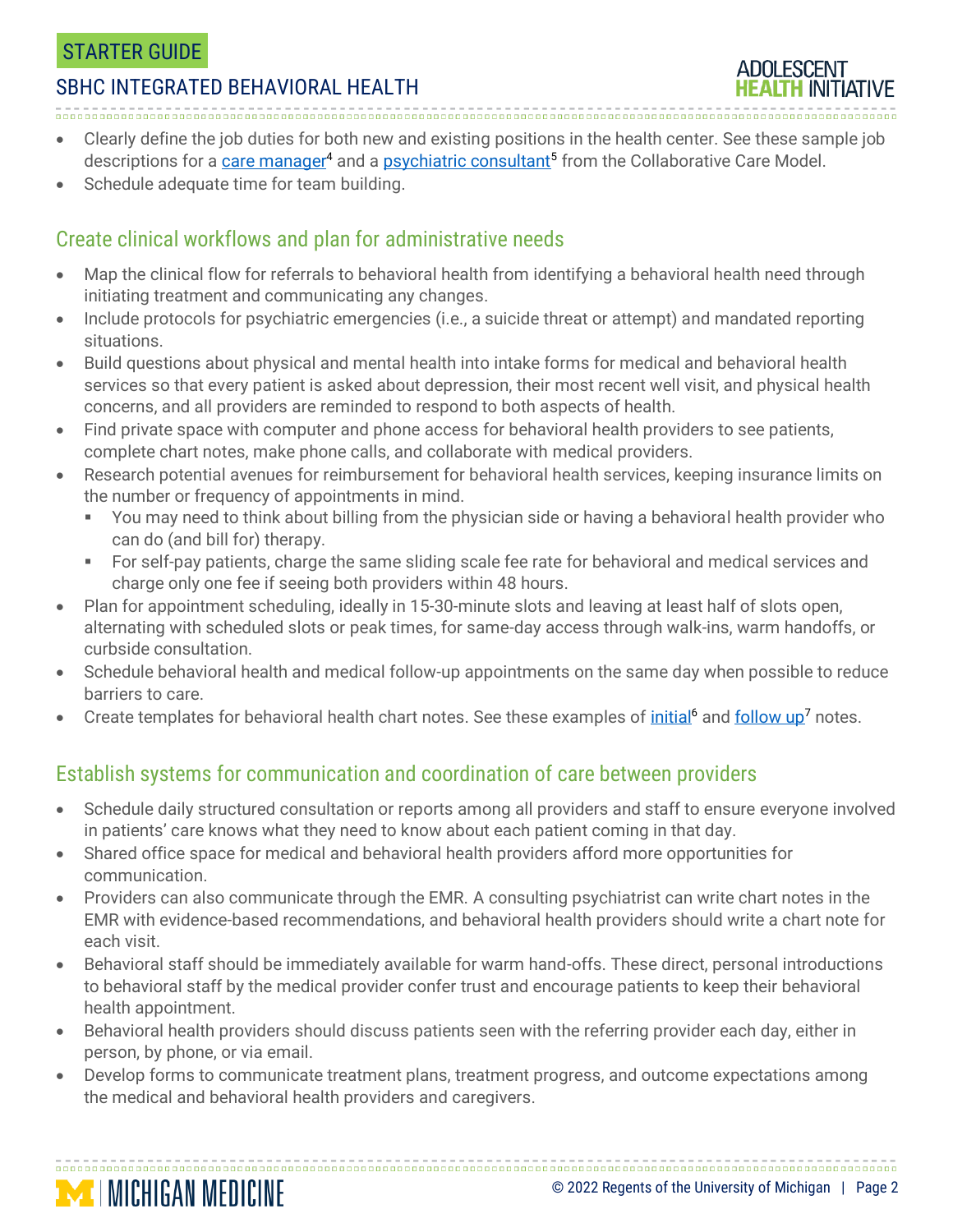- Clearly define the job duties for both new and existing positions in the health center. See these sample job descriptions for a care manager[4] and a psychiatric consultant[5] from the Collaborative Care Model.
- Schedule adequate time for team building.

## Create clinical workflows and plan for administrative needs

- Map the clinical flow for referrals to behavioral health from identifying a behavioral health need through initiating treatment and communicating any changes.
- Include protocols for psychiatric emergencies (i.e., a suicide threat or attempt) and mandated reporting situations.
- Build questions about physical and mental health into intake forms for medical and behavioral health services so that every patient is asked about depression, their most recent well visit, and physical health concerns, and all providers are reminded to respond to both aspects of health.
- Find private space with computer and phone access for behavioral health providers to see patients, complete chart notes, make phone calls, and collaborate with medical providers.
- Research potential avenues for reimbursement for behavioral health services, keeping insurance limits on the number or frequency of appointments in mind.
  - You may need to think about billing from the physician side or having a behavioral health provider who can do (and bill for) therapy.
  - For self-pay patients, charge the same sliding scale fee rate for behavioral and medical services and charge only one fee if seeing both providers within 48 hours.
- Plan for appointment scheduling, ideally in 15-30-minute slots and leaving at least half of slots open, alternating with scheduled slots or peak times, for same-day access through walk-ins, warm handoffs, or curbside consultation.
- Schedule behavioral health and medical follow-up appointments on the same day when possible to reduce barriers to care.
- Create templates for behavioral health chart notes. See these examples of initial[6] and follow up[7] notes.

## Establish systems for communication and coordination of care between providers

- Schedule daily structured consultation or reports among all providers and staff to ensure everyone involved in patients' care knows what they need to know about each patient coming in that day.
- Shared office space for medical and behavioral health providers afford more opportunities for communication.
- Providers can also communicate through the EMR. A consulting psychiatrist can write chart notes in the EMR with evidence-based recommendations, and behavioral health providers should write a chart note for each visit.
- Behavioral staff should be immediately available for warm hand-offs. These direct, personal introductions to behavioral staff by the medical provider confer trust and encourage patients to keep their behavioral health appointment.
- Behavioral health providers should discuss patients seen with the referring provider each day, either in person, by phone, or via email.
- Develop forms to communicate treatment plans, treatment progress, and outcome expectations among the medical and behavioral health providers and caregivers.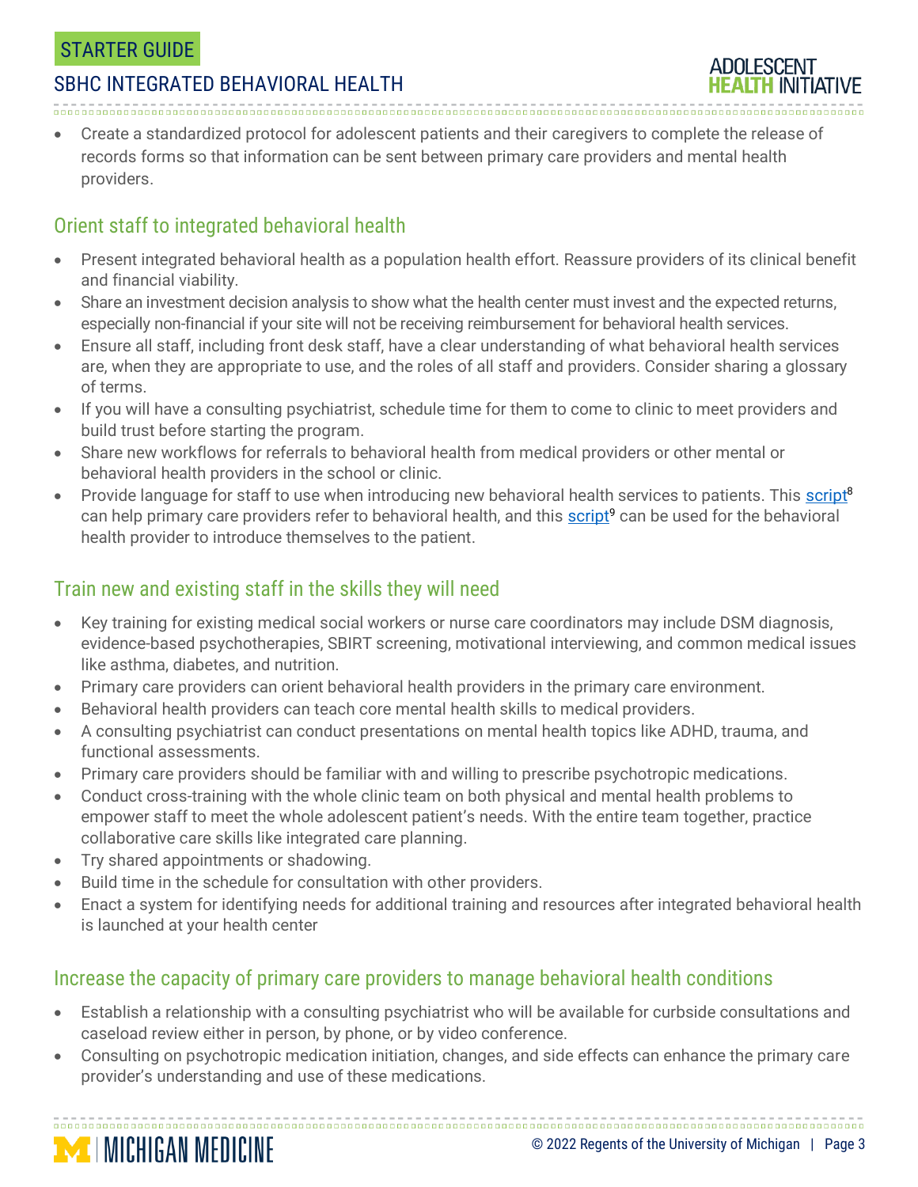- Create a standardized protocol for adolescent patients and their caregivers to complete the release of records forms so that information can be sent between primary care providers and mental health providers.

## Orient staff to integrated behavioral health

- Present integrated behavioral health as a population health effort. Reassure providers of its clinical benefit and financial viability.
- Share an investment decision analysis to show what the health center must invest and the expected returns, especially non-financial if your site will not be receiving reimbursement for behavioral health services.
- Ensure all staff, including front desk staff, have a clear understanding of what behavioral health services are, when they are appropriate to use, and the roles of all staff and providers. Consider sharing a glossary of terms.
- If you will have a consulting psychiatrist, schedule time for them to come to clinic to meet providers and build trust before starting the program.
- Share new workflows for referrals to behavioral health from medical providers or other mental or behavioral health providers in the school or clinic.
- Provide language for staff to use when introducing new behavioral health services to patients. This script[8] can help primary care providers refer to behavioral health, and this script[9] can be used for the behavioral health provider to introduce themselves to the patient.

## Train new and existing staff in the skills they will need

- Key training for existing medical social workers or nurse care coordinators may include DSM diagnosis, evidence-based psychotherapies, SBIRT screening, motivational interviewing, and common medical issues like asthma, diabetes, and nutrition.
- Primary care providers can orient behavioral health providers in the primary care environment.
- Behavioral health providers can teach core mental health skills to medical providers.
- A consulting psychiatrist can conduct presentations on mental health topics like ADHD, trauma, and functional assessments.
- Primary care providers should be familiar with and willing to prescribe psychotropic medications.
- Conduct cross-training with the whole clinic team on both physical and mental health problems to empower staff to meet the whole adolescent patient's needs. With the entire team together, practice collaborative care skills like integrated care planning.
- Try shared appointments or shadowing.
- Build time in the schedule for consultation with other providers.
- Enact a system for identifying needs for additional training and resources after integrated behavioral health is launched at your health center

## Increase the capacity of primary care providers to manage behavioral health conditions

- Establish a relationship with a consulting psychiatrist who will be available for curbside consultations and caseload review either in person, by phone, or by video conference.
- Consulting on psychotropic medication initiation, changes, and side effects can enhance the primary care provider's understanding and use of these medications.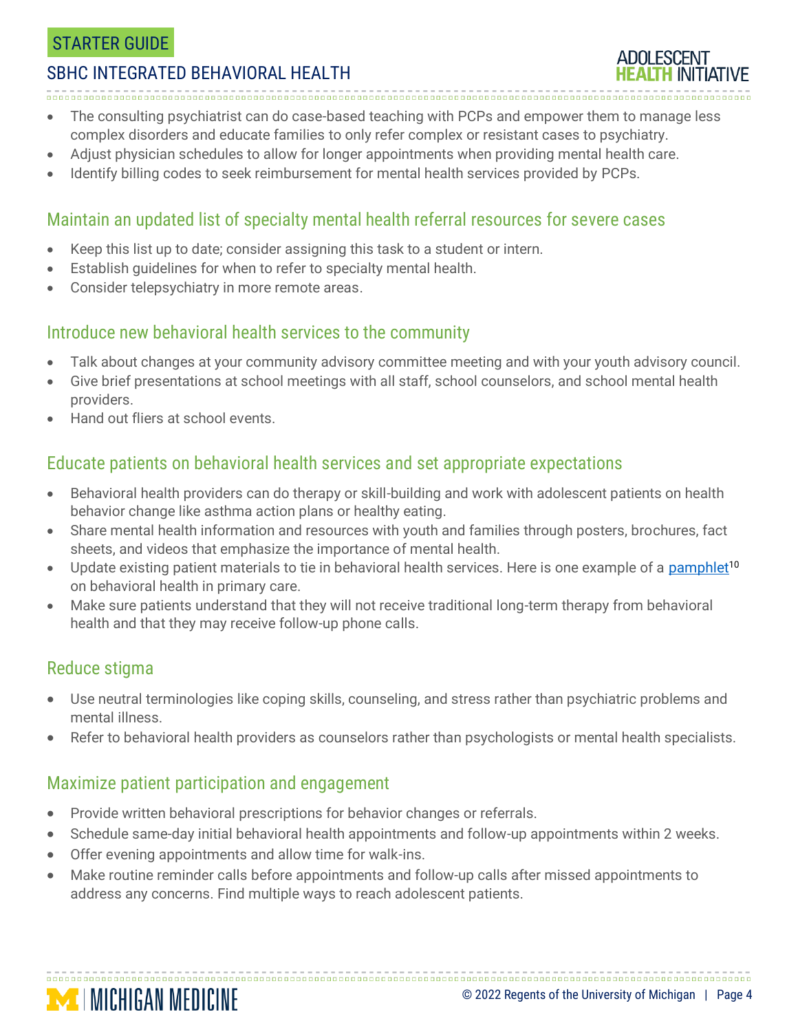- The consulting psychiatrist can do case-based teaching with PCPs and empower them to manage less complex disorders and educate families to only refer complex or resistant cases to psychiatry.
- Adjust physician schedules to allow for longer appointments when providing mental health care.
- Identify billing codes to seek reimbursement for mental health services provided by PCPs.

## Maintain an updated list of specialty mental health referral resources for severe cases

- Keep this list up to date; consider assigning this task to a student or intern.
- Establish guidelines for when to refer to specialty mental health.
- Consider telepsychiatry in more remote areas.

## Introduce new behavioral health services to the community

- Talk about changes at your community advisory committee meeting and with your youth advisory council.
- Give brief presentations at school meetings with all staff, school counselors, and school mental health providers.
- Hand out fliers at school events.

## Educate patients on behavioral health services and set appropriate expectations

- Behavioral health providers can do therapy or skill-building and work with adolescent patients on health behavior change like asthma action plans or healthy eating.
- Share mental health information and resources with youth and families through posters, brochures, fact sheets, and videos that emphasize the importance of mental health.
- Update existing patient materials to tie in behavioral health services. Here is one example of a pamphlet[10] on behavioral health in primary care.
- Make sure patients understand that they will not receive traditional long-term therapy from behavioral health and that they may receive follow-up phone calls.

## Reduce stigma

- Use neutral terminologies like coping skills, counseling, and stress rather than psychiatric problems and mental illness.
- Refer to behavioral health providers as counselors rather than psychologists or mental health specialists.

## Maximize patient participation and engagement

- Provide written behavioral prescriptions for behavior changes or referrals.
- Schedule same-day initial behavioral health appointments and follow-up appointments within 2 weeks.
- Offer evening appointments and allow time for walk-ins.
- Make routine reminder calls before appointments and follow-up calls after missed appointments to address any concerns. Find multiple ways to reach adolescent patients.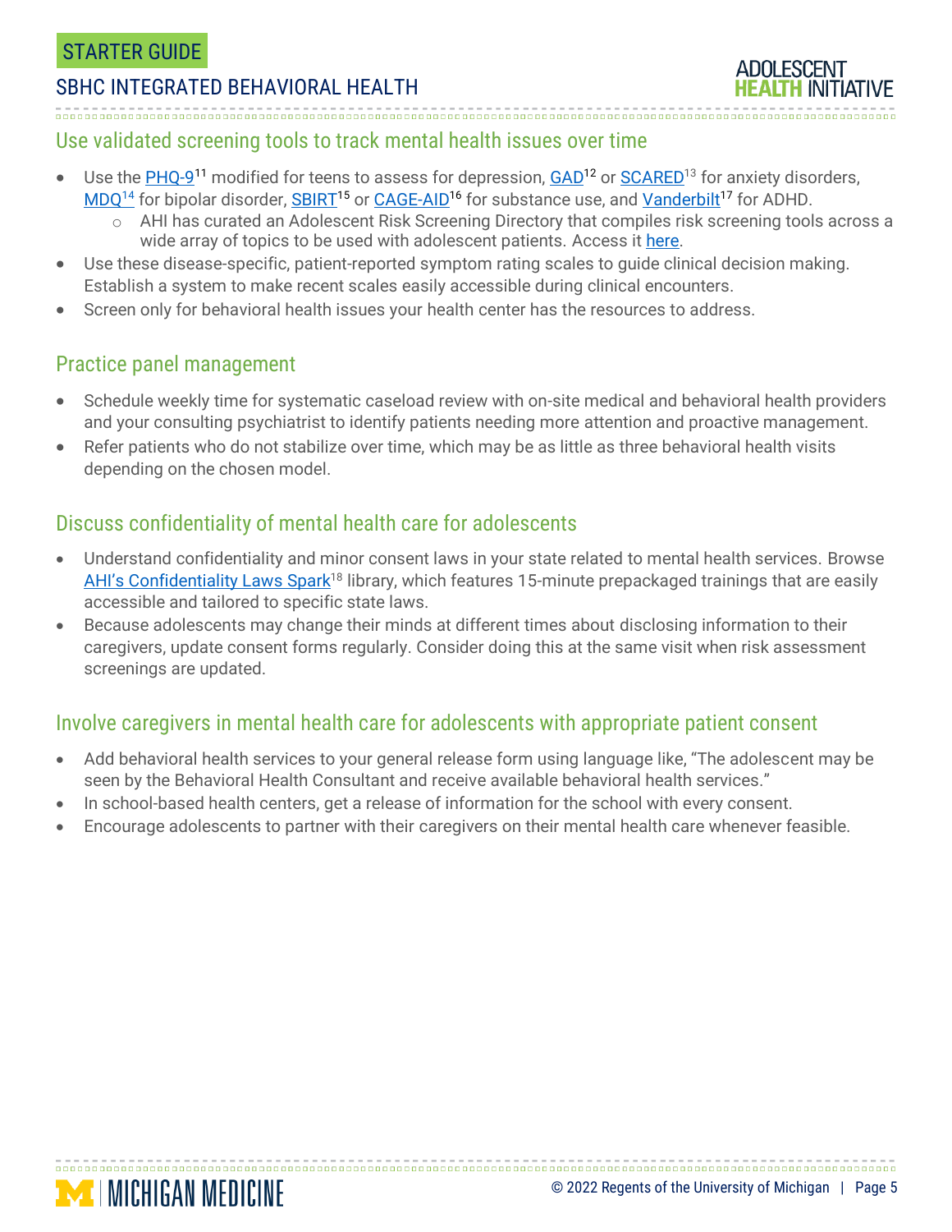## Use validated screening tools to track mental health issues over time

- Use the PHQ-9[11] modified for teens to assess for depression, GAD[12] or SCARED[13] for anxiety disorders, MDQ[14] for bipolar disorder, SBIRT[15] or CAGE-AID[16] for substance use, and Vanderbilt[17] for ADHD.
  - AHI has curated an Adolescent Risk Screening Directory that compiles risk screening tools across a wide array of topics to be used with adolescent patients. Access it here.
- Use these disease-specific, patient-reported symptom rating scales to guide clinical decision making. Establish a system to make recent scales easily accessible during clinical encounters.
- Screen only for behavioral health issues your health center has the resources to address.

## Practice panel management

- Schedule weekly time for systematic caseload review with on-site medical and behavioral health providers and your consulting psychiatrist to identify patients needing more attention and proactive management.
- Refer patients who do not stabilize over time, which may be as little as three behavioral health visits depending on the chosen model.

## Discuss confidentiality of mental health care for adolescents

- Understand confidentiality and minor consent laws in your state related to mental health services. Browse AHI's Confidentiality Laws Spark[18] library, which features 15-minute prepackaged trainings that are easily accessible and tailored to specific state laws.
- Because adolescents may change their minds at different times about disclosing information to their caregivers, update consent forms regularly. Consider doing this at the same visit when risk assessment screenings are updated.

## Involve caregivers in mental health care for adolescents with appropriate patient consent

- Add behavioral health services to your general release form using language like, "The adolescent may be seen by the Behavioral Health Consultant and receive available behavioral health services."
- In school-based health centers, get a release of information for the school with every consent.
- Encourage adolescents to partner with their caregivers on their mental health care whenever feasible.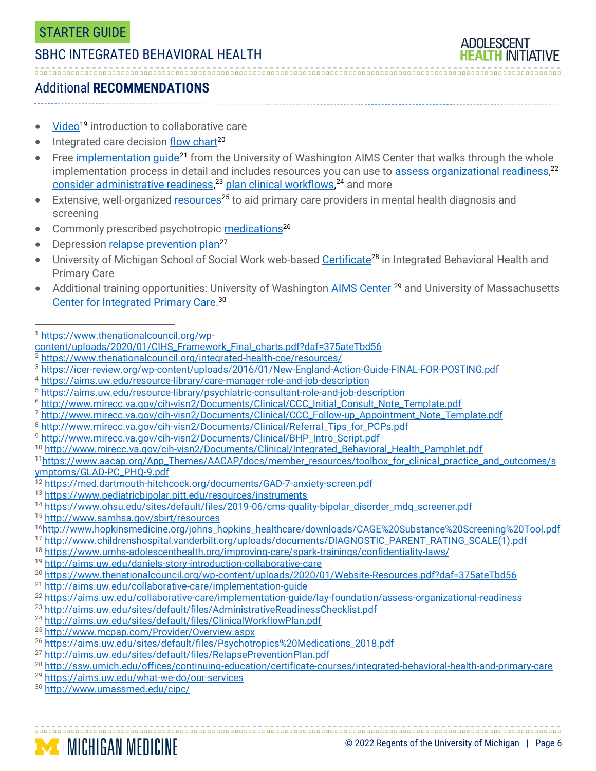## Additional **RECOMMENDATIONS**

- Video[19] introduction to collaborative care
- Integrated care decision flow chart[20]
- Free implementation guide[21] from the University of Washington AIMS Center that walks through the whole implementation process in detail and includes resources you can use to assess organizational readiness,[22] consider administrative readiness,[23] plan clinical workflows,[24] and more
- Extensive, well-organized resources[25] to aid primary care providers in mental health diagnosis and screening
- Commonly prescribed psychotropic medications[26]
- Depression relapse prevention plan[27]
- University of Michigan School of Social Work web-based Certificate[28] in Integrated Behavioral Health and Primary Care
- Additional training opportunities: University of Washington AIMS Center [29] and University of Massachusetts Center for Integrated Primary Care.[30]

---

[1] https://www.thenationalcouncil.org/wp-content/uploads/2020/01/CIHS_Framework_Final_charts.pdf?daf=375ateTbd56
[2] https://www.thenationalcouncil.org/integrated-health-coe/resources/
[3] https://icer-review.org/wp-content/uploads/2016/01/New-England-Action-Guide-FINAL-FOR-POSTING.pdf
[4] https://aims.uw.edu/resource-library/care-manager-role-and-job-description
[5] https://aims.uw.edu/resource-library/psychiatric-consultant-role-and-job-description
[6] http://www.mirecc.va.gov/cih-visn2/Documents/Clinical/CCC_Initial_Consult_Note_Template.pdf
[7] http://www.mirecc.va.gov/cih-visn2/Documents/Clinical/CCC_Follow-up_Appointment_Note_Template.pdf
[8] http://www.mirecc.va.gov/cih-visn2/Documents/Clinical/Referral_Tips_for_PCPs.pdf
[9] http://www.mirecc.va.gov/cih-visn2/Documents/Clinical/BHP_Intro_Script.pdf
[10] http://www.mirecc.va.gov/cih-visn2/Documents/Clinical/Integrated_Behavioral_Health_Pamphlet.pdf
[11] https://www.aacap.org/App_Themes/AACAP/docs/member_resources/toolbox_for_clinical_practice_and_outcomes/symptoms/GLAD-PC_PHQ-9.pdf
[12] https://med.dartmouth-hitchcock.org/documents/GAD-7-anxiety-screen.pdf
[13] https://www.pediatricbipolar.pitt.edu/resources/instruments
[14] https://www.ohsu.edu/sites/default/files/2019-06/cms-quality-bipolar_disorder_mdq_screener.pdf
[15] http://www.samhsa.gov/sbirt/resources
[16] http://www.hopkinsmedicine.org/johns_hopkins_healthcare/downloads/CAGE%20Substance%20Screening%20Tool.pdf
[17] http://www.childrenshospital.vanderbilt.org/uploads/documents/DIAGNOSTIC_PARENT_RATING_SCALE(1).pdf
[18] https://www.umhs-adolescenthealth.org/improving-care/spark-trainings/confidentiality-laws/
[19] http://aims.uw.edu/daniels-story-introduction-collaborative-care
[20] https://www.thenationalcouncil.org/wp-content/uploads/2020/01/Website-Resources.pdf?daf=375ateTbd56
[21] http://aims.uw.edu/collaborative-care/implementation-guide
[22] https://aims.uw.edu/collaborative-care/implementation-guide/lay-foundation/assess-organizational-readiness
[23] http://aims.uw.edu/sites/default/files/AdministrativeReadinessChecklist.pdf
[24] http://aims.uw.edu/sites/default/files/ClinicalWorkflowPlan.pdf
[25] http://www.mcpap.com/Provider/Overview.aspx
[26] https://aims.uw.edu/sites/default/files/Psychotropics%20Medications_2018.pdf
[27] http://aims.uw.edu/sites/default/files/RelapsePreventionPlan.pdf
[28] http://ssw.umich.edu/offices/continuing-education/certificate-courses/integrated-behavioral-health-and-primary-care
[29] https://aims.uw.edu/what-we-do/our-services
[30] http://www.umassmed.edu/cipc/